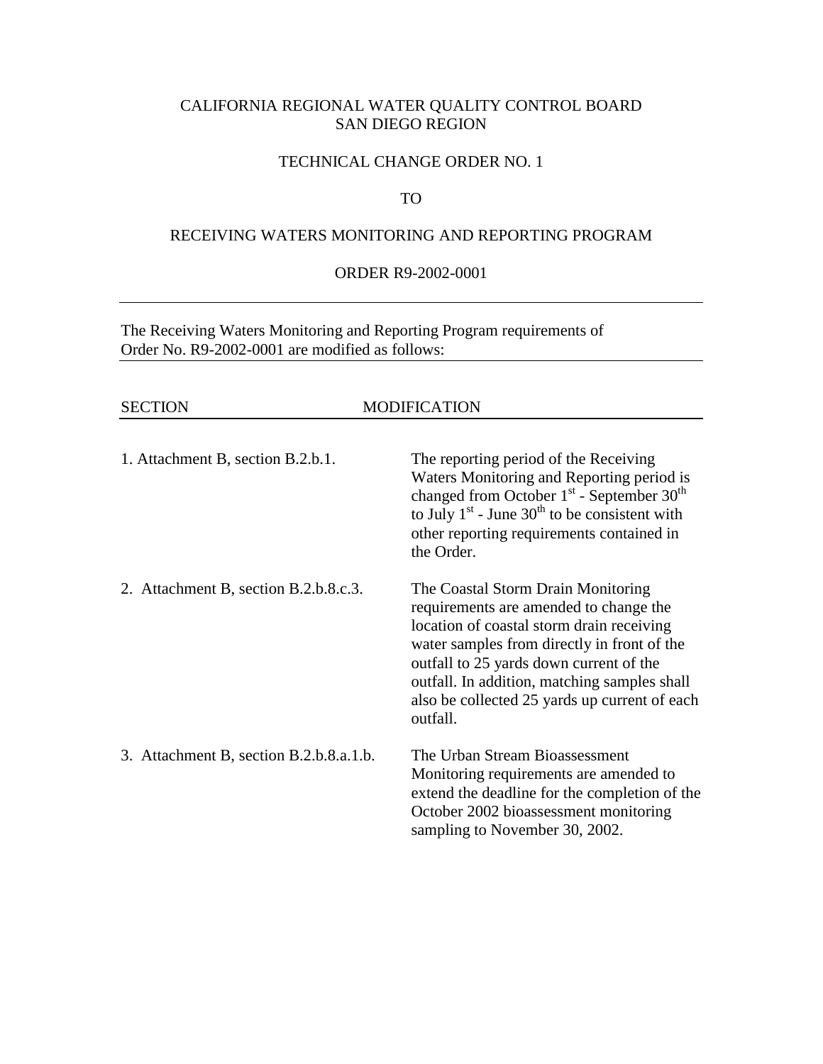CALIFORNIA REGIONAL WATER QUALITY CONTROL BOARD
SAN DIEGO REGION

TECHNICAL CHANGE ORDER NO. 1

TO

RECEIVING WATERS MONITORING AND REPORTING PROGRAM

ORDER R9-2002-0001

---

The Receiving Waters Monitoring and Reporting Program requirements of Order No. R9-2002-0001 are modified as follows:

| SECTION | MODIFICATION |
|---|---|
| 1. Attachment B, section B.2.b.1. | The reporting period of the Receiving Waters Monitoring and Reporting period is changed from October 1st - September 30th to July 1st - June 30th to be consistent with other reporting requirements contained in the Order. |
| 2. Attachment B, section B.2.b.8.c.3. | The Coastal Storm Drain Monitoring requirements are amended to change the location of coastal storm drain receiving water samples from directly in front of the outfall to 25 yards down current of the outfall. In addition, matching samples shall also be collected 25 yards up current of each outfall. |
| 3. Attachment B, section B.2.b.8.a.1.b. | The Urban Stream Bioassessment Monitoring requirements are amended to extend the deadline for the completion of the October 2002 bioassessment monitoring sampling to November 30, 2002. |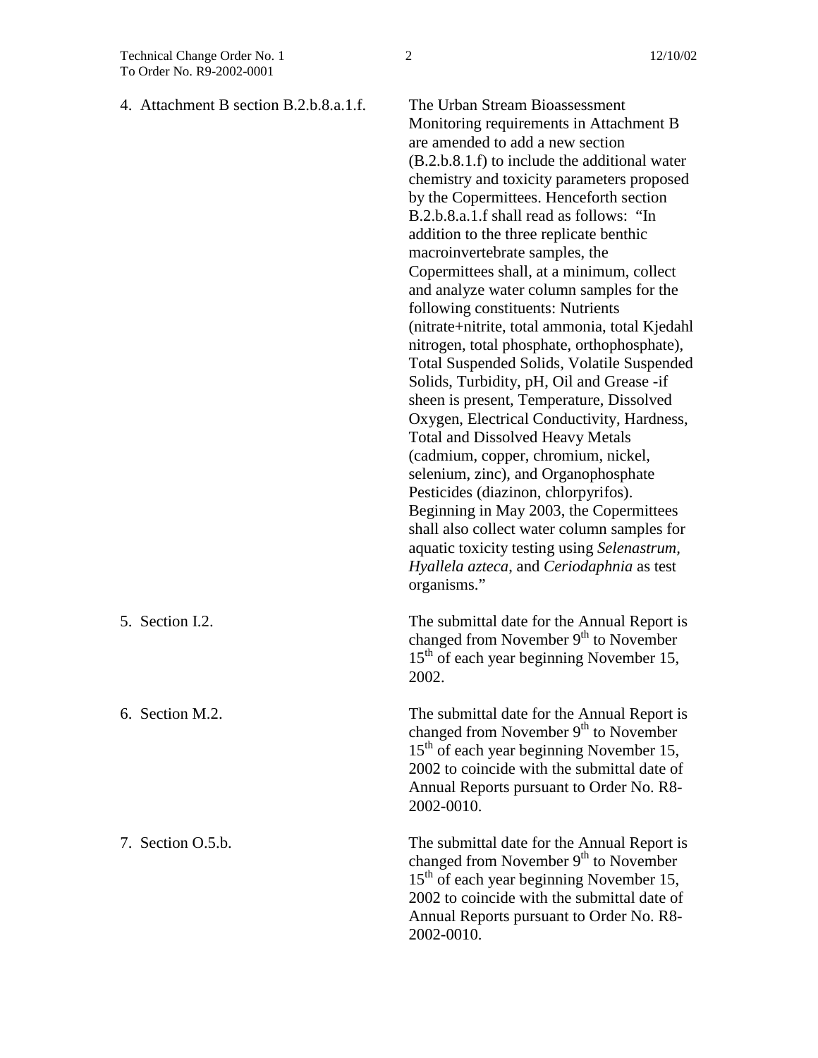4. Attachment B section B.2.b.8.a.1.f.

The Urban Stream Bioassessment Monitoring requirements in Attachment B are amended to add a new section (B.2.b.8.1.f) to include the additional water chemistry and toxicity parameters proposed by the Copermittees. Henceforth section B.2.b.8.a.1.f shall read as follows: "In addition to the three replicate benthic macroinvertebrate samples, the Copermittees shall, at a minimum, collect and analyze water column samples for the following constituents: Nutrients (nitrate+nitrite, total ammonia, total Kjedahl nitrogen, total phosphate, orthophosphate), Total Suspended Solids, Volatile Suspended Solids, Turbidity, pH, Oil and Grease -if sheen is present, Temperature, Dissolved Oxygen, Electrical Conductivity, Hardness, Total and Dissolved Heavy Metals (cadmium, copper, chromium, nickel, selenium, zinc), and Organophosphate Pesticides (diazinon, chlorpyrifos). Beginning in May 2003, the Copermittees shall also collect water column samples for aquatic toxicity testing using *Selenastrum*, *Hyallela azteca*, and *Ceriodaphnia* as test organisms."

5. Section I.2.

The submittal date for the Annual Report is changed from November 9th to November 15th of each year beginning November 15, 2002.

6. Section M.2.

The submittal date for the Annual Report is changed from November 9th to November 15th of each year beginning November 15, 2002 to coincide with the submittal date of Annual Reports pursuant to Order No. R8-2002-0010.

7. Section O.5.b.

The submittal date for the Annual Report is changed from November 9th to November 15th of each year beginning November 15, 2002 to coincide with the submittal date of Annual Reports pursuant to Order No. R8-2002-0010.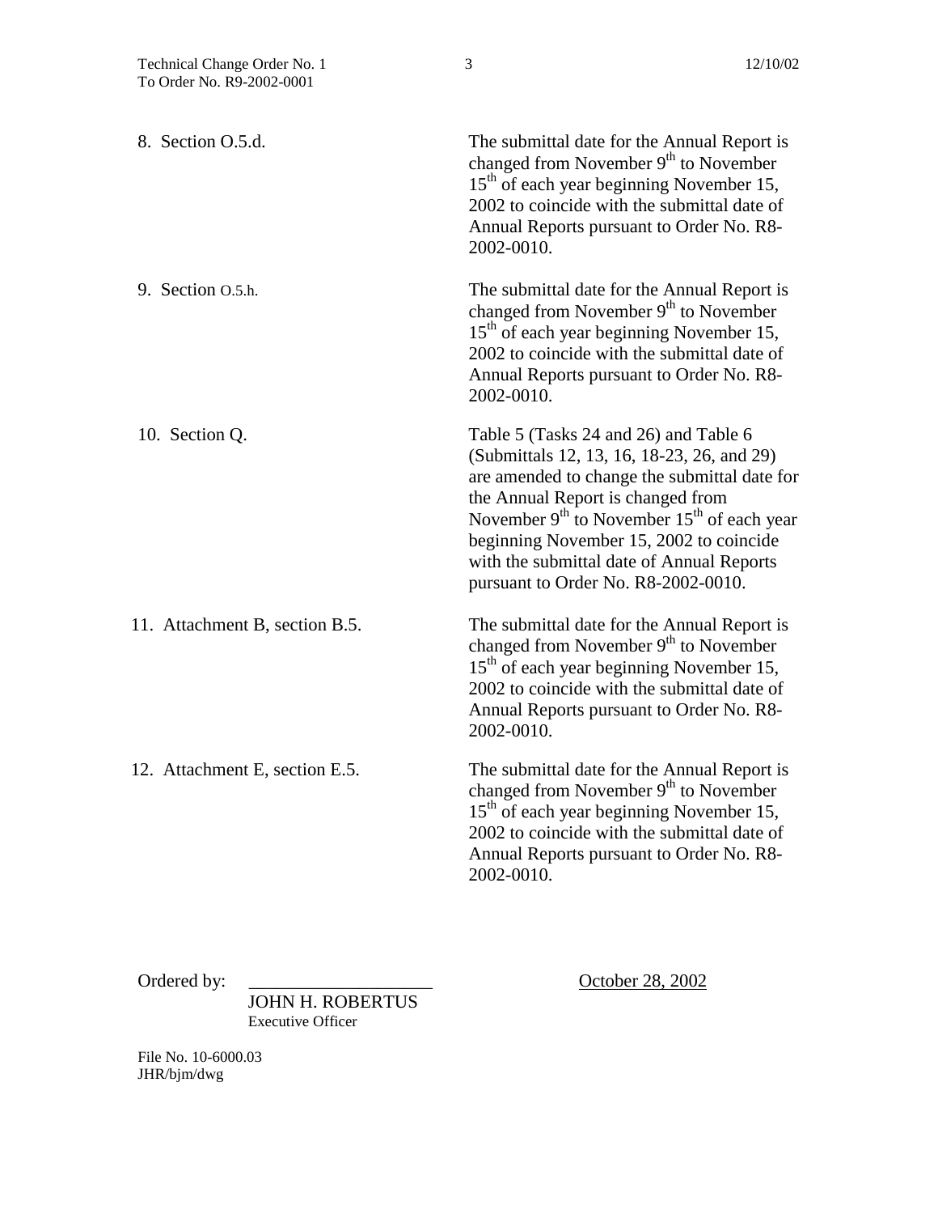| | |
|---|---|
| 8. Section O.5.d. | The submittal date for the Annual Report is changed from November 9th to November 15th of each year beginning November 15, 2002 to coincide with the submittal date of Annual Reports pursuant to Order No. R8-2002-0010. |
| 9. Section O.5.h. | The submittal date for the Annual Report is changed from November 9th to November 15th of each year beginning November 15, 2002 to coincide with the submittal date of Annual Reports pursuant to Order No. R8-2002-0010. |
| 10. Section Q. | Table 5 (Tasks 24 and 26) and Table 6 (Submittals 12, 13, 16, 18-23, 26, and 29) are amended to change the submittal date for the Annual Report is changed from November 9th to November 15th of each year beginning November 15, 2002 to coincide with the submittal date of Annual Reports pursuant to Order No. R8-2002-0010. |
| 11. Attachment B, section B.5. | The submittal date for the Annual Report is changed from November 9th to November 15th of each year beginning November 15, 2002 to coincide with the submittal date of Annual Reports pursuant to Order No. R8-2002-0010. |
| 12. Attachment E, section E.5. | The submittal date for the Annual Report is changed from November 9th to November 15th of each year beginning November 15, 2002 to coincide with the submittal date of Annual Reports pursuant to Order No. R8-2002-0010. |

Ordered by: ____________________ October 28, 2002

JOHN H. ROBERTUS
Executive Officer

File No. 10-6000.03
JHR/bjm/dwg